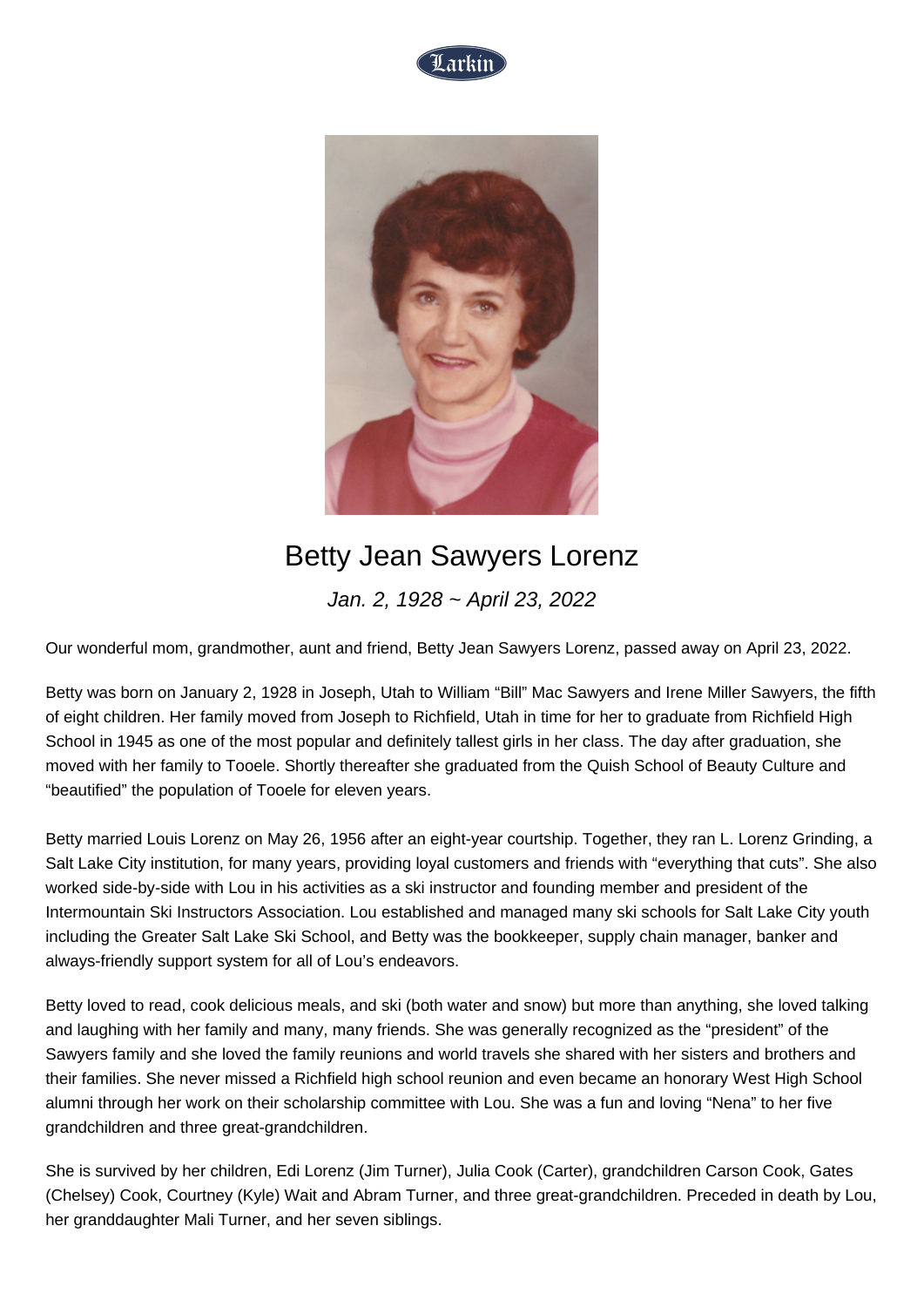# Betty Jean Sawyers Lorenz

*Jan. 2, 1928 ~ April 23, 2022*

Our wonderful mom, grandmother, aunt and friend, Betty Jean Sawyers Lorenz, passed away on April 23, 2022.

Betty was born on January 2, 1928 in Joseph, Utah to William "Bill" Mac Sawyers and Irene Miller Sawyers, the fifth of eight children. Her family moved from Joseph to Richfield, Utah in time for her to graduate from Richfield High School in 1945 as one of the most popular and definitely tallest girls in her class. The day after graduation, she moved with her family to Tooele. Shortly thereafter she graduated from the Quish School of Beauty Culture and "beautified" the population of Tooele for eleven years.

Betty married Louis Lorenz on May 26, 1956 after an eight-year courtship. Together, they ran L. Lorenz Grinding, a Salt Lake City institution, for many years, providing loyal customers and friends with "everything that cuts". She also worked side-by-side with Lou in his activities as a ski instructor and founding member and president of the Intermountain Ski Instructors Association. Lou established and managed many ski schools for Salt Lake City youth including the Greater Salt Lake Ski School, and Betty was the bookkeeper, supply chain manager, banker and always-friendly support system for all of Lou's endeavors.

Betty loved to read, cook delicious meals, and ski (both water and snow) but more than anything, she loved talking and laughing with her family and many, many friends. She was generally recognized as the "president" of the Sawyers family and she loved the family reunions and world travels she shared with her sisters and brothers and their families. She never missed a Richfield high school reunion and even became an honorary West High School alumni through her work on their scholarship committee with Lou. She was a fun and loving "Nena" to her five grandchildren and three great-grandchildren.

She is survived by her children, Edi Lorenz (Jim Turner), Julia Cook (Carter), grandchildren Carson Cook, Gates (Chelsey) Cook, Courtney (Kyle) Wait and Abram Turner, and three great-grandchildren. Preceded in death by Lou, her granddaughter Mali Turner, and her seven siblings.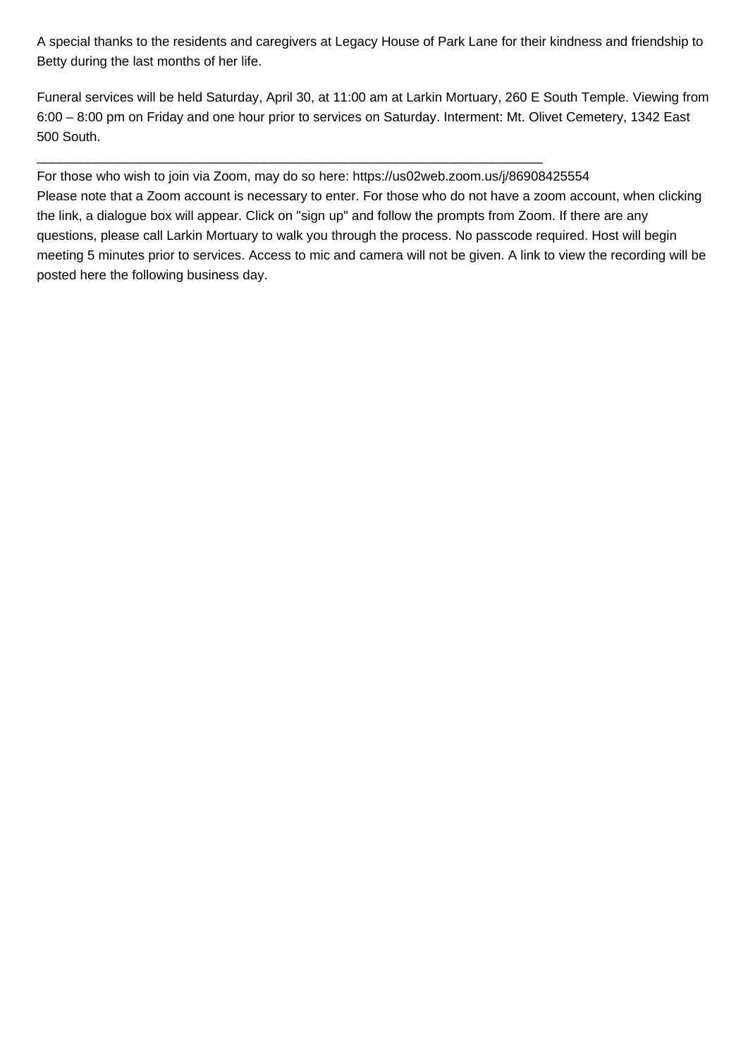A special thanks to the residents and caregivers at Legacy House of Park Lane for their kindness and friendship to Betty during the last months of her life.

Funeral services will be held Saturday, April 30, at 11:00 am at Larkin Mortuary, 260 E South Temple. Viewing from 6:00 – 8:00 pm on Friday and one hour prior to services on Saturday. Interment: Mt. Olivet Cemetery, 1342 East 500 South.

___________________________________________________________________________

For those who wish to join via Zoom, may do so here: https://us02web.zoom.us/j/86908425554
Please note that a Zoom account is necessary to enter. For those who do not have a zoom account, when clicking the link, a dialogue box will appear. Click on "sign up" and follow the prompts from Zoom. If there are any questions, please call Larkin Mortuary to walk you through the process. No passcode required. Host will begin meeting 5 minutes prior to services. Access to mic and camera will not be given. A link to view the recording will be posted here the following business day.